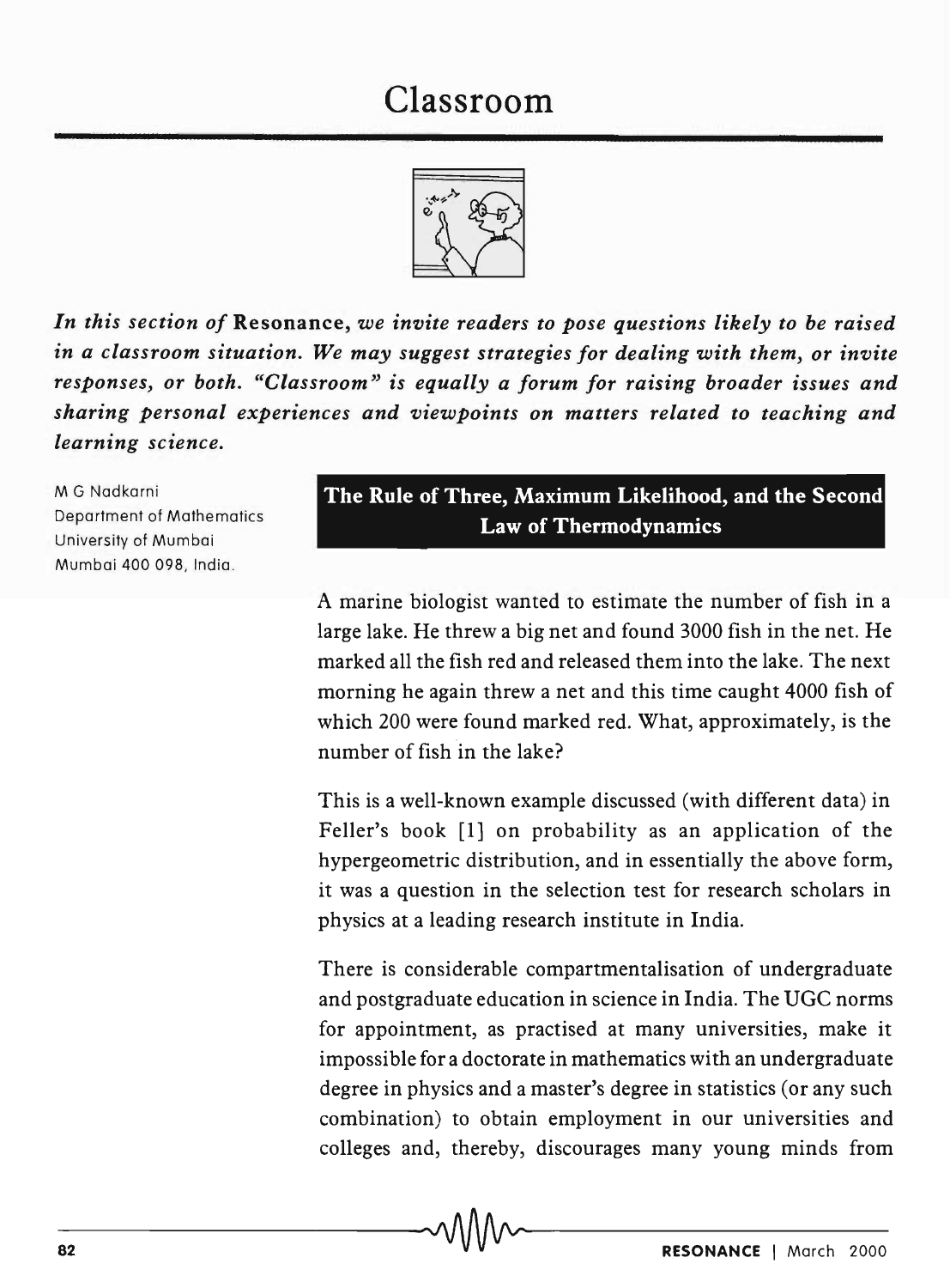# Classroom

*In this section of* **Resonance**, *we invite readers to pose questions likely to be raised in a classroom situation. We may suggest strategies for dealing with them, or invite responses, or both. "Classroom" is equally a forum for raising broader issues and sharing personal experiences and viewpoints on matters related to teaching and learning science.*

M G Nadkarni
Department of Mathematics
University of Mumbai
Mumbai 400 098, India.

## The Rule of Three, Maximum Likelihood, and the Second Law of Thermodynamics

A marine biologist wanted to estimate the number of fish in a large lake. He threw a big net and found 3000 fish in the net. He marked all the fish red and released them into the lake. The next morning he again threw a net and this time caught 4000 fish of which 200 were found marked red. What, approximately, is the number of fish in the lake?

This is a well-known example discussed (with different data) in Feller's book [1] on probability as an application of the hypergeometric distribution, and in essentially the above form, it was a question in the selection test for research scholars in physics at a leading research institute in India.

There is considerable compartmentalisation of undergraduate and postgraduate education in science in India. The UGC norms for appointment, as practised at many universities, make it impossible for a doctorate in mathematics with an undergraduate degree in physics and a master's degree in statistics (or any such combination) to obtain employment in our universities and colleges and, thereby, discourages many young minds from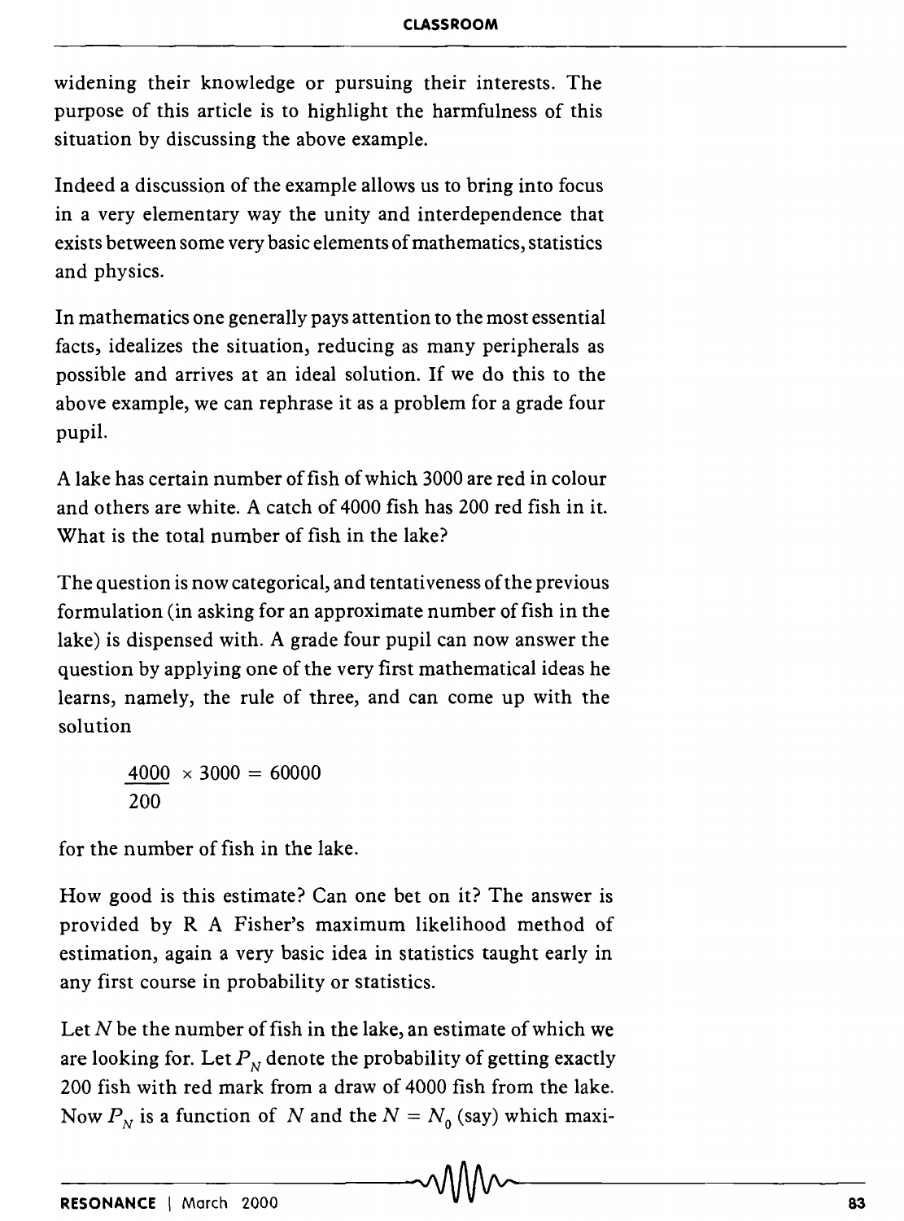widening their knowledge or pursuing their interests. The purpose of this article is to highlight the harmfulness of this situation by discussing the above example.

Indeed a discussion of the example allows us to bring into focus in a very elementary way the unity and interdependence that exists between some very basic elements of mathematics, statistics and physics.

In mathematics one generally pays attention to the most essential facts, idealizes the situation, reducing as many peripherals as possible and arrives at an ideal solution. If we do this to the above example, we can rephrase it as a problem for a grade four pupil.

A lake has certain number of fish of which 3000 are red in colour and others are white. A catch of 4000 fish has 200 red fish in it. What is the total number of fish in the lake?

The question is now categorical, and tentativeness of the previous formulation (in asking for an approximate number of fish in the lake) is dispensed with. A grade four pupil can now answer the question by applying one of the very first mathematical ideas he learns, namely, the rule of three, and can come up with the solution

$$\frac{4000}{200} \times 3000 = 60000$$

for the number of fish in the lake.

How good is this estimate? Can one bet on it? The answer is provided by R A Fisher's maximum likelihood method of estimation, again a very basic idea in statistics taught early in any first course in probability or statistics.

Let $N$ be the number of fish in the lake, an estimate of which we are looking for. Let $P_N$ denote the probability of getting exactly 200 fish with red mark from a draw of 4000 fish from the lake. Now $P_N$ is a function of $N$ and the $N = N_0$ (say) which maxi-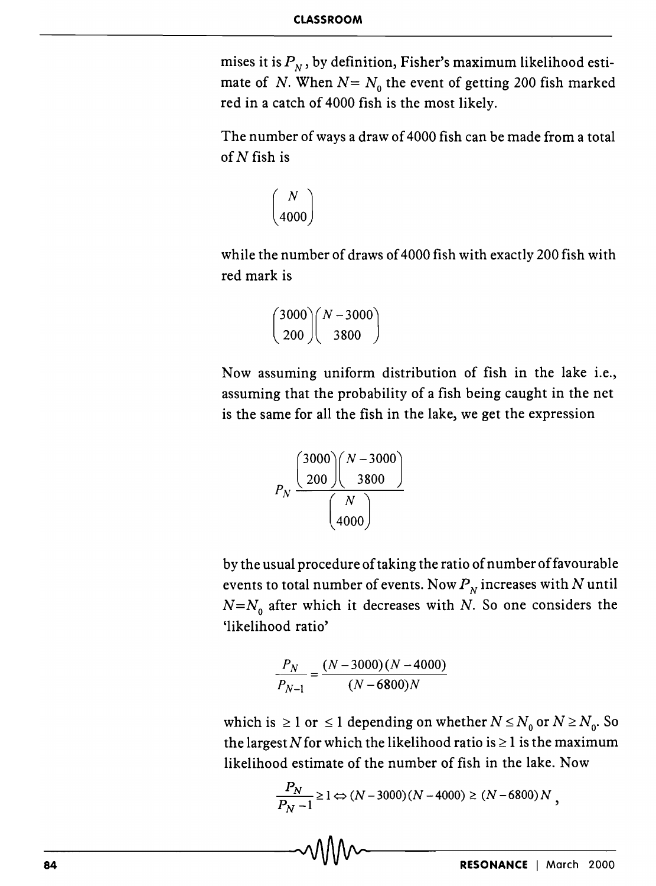mises it is $P_N$, by definition, Fisher's maximum likelihood estimate of $N$. When $N= N_0$ the event of getting 200 fish marked red in a catch of 4000 fish is the most likely.

The number of ways a draw of 4000 fish can be made from a total of $N$ fish is

$$\binom{N}{4000}$$

while the number of draws of 4000 fish with exactly 200 fish with red mark is

$$\binom{3000}{200}\binom{N-3000}{3800}$$

Now assuming uniform distribution of fish in the lake i.e., assuming that the probability of a fish being caught in the net is the same for all the fish in the lake, we get the expression

$$P_N \frac{\binom{3000}{200}\binom{N-3000}{3800}}{\binom{N}{4000}}$$

by the usual procedure of taking the ratio of number of favourable events to total number of events. Now $P_N$ increases with $N$ until $N=N_0$ after which it decreases with $N$. So one considers the 'likelihood ratio'

$$\frac{P_N}{P_{N-1}} = \frac{(N-3000)(N-4000)}{(N-6800)N}$$

which is $\geq 1$ or $\leq 1$ depending on whether $N \leq N_0$ or $N \geq N_0$. So the largest $N$ for which the likelihood ratio is $\geq 1$ is the maximum likelihood estimate of the number of fish in the lake. Now

$$\frac{P_N}{P_N - 1} \geq 1 \Leftrightarrow (N-3000)(N-4000) \geq (N-6800)N,$$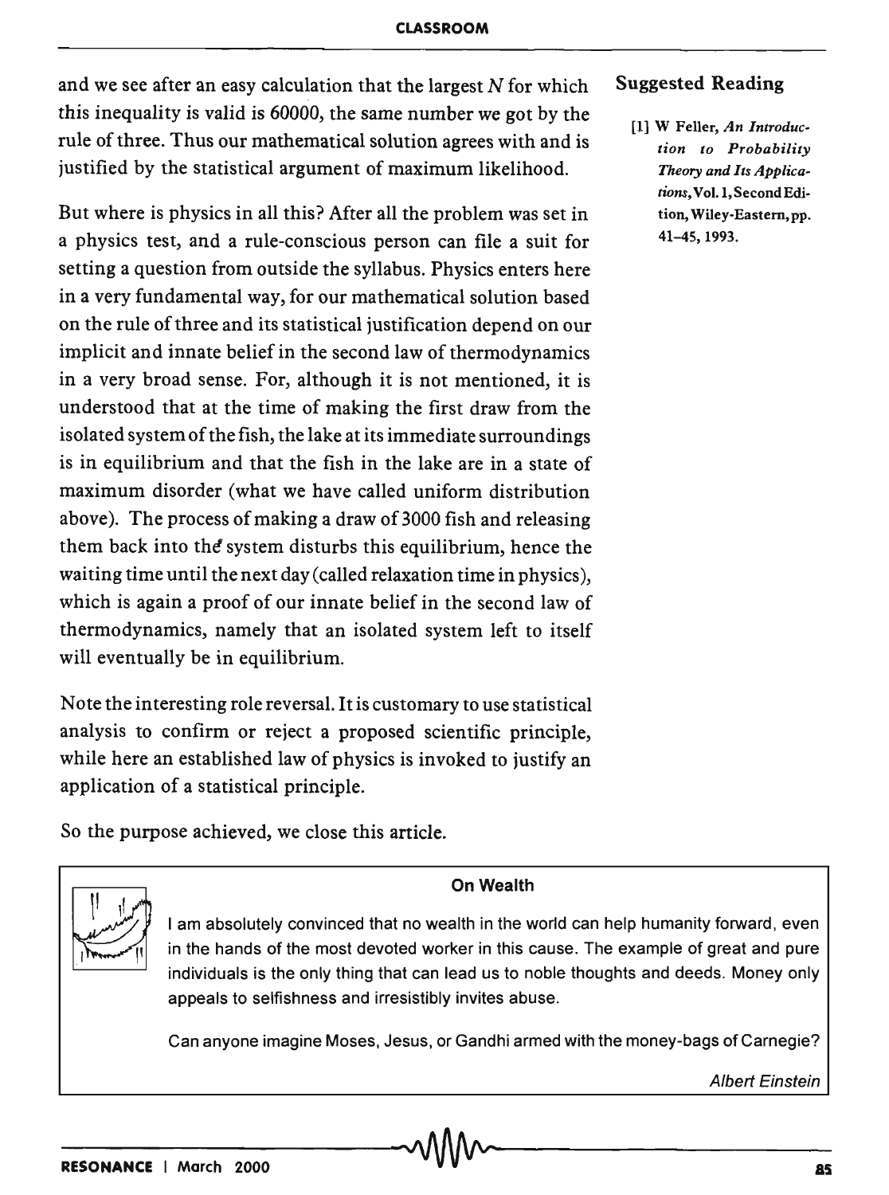and we see after an easy calculation that the largest $N$ for which this inequality is valid is 60000, the same number we got by the rule of three. Thus our mathematical solution agrees with and is justified by the statistical argument of maximum likelihood.

But where is physics in all this? After all the problem was set in a physics test, and a rule-conscious person can file a suit for setting a question from outside the syllabus. Physics enters here in a very fundamental way, for our mathematical solution based on the rule of three and its statistical justification depend on our implicit and innate belief in the second law of thermodynamics in a very broad sense. For, although it is not mentioned, it is understood that at the time of making the first draw from the isolated system of the fish, the lake at its immediate surroundings is in equilibrium and that the fish in the lake are in a state of maximum disorder (what we have called uniform distribution above). The process of making a draw of 3000 fish and releasing them back into the system disturbs this equilibrium, hence the waiting time until the next day (called relaxation time in physics), which is again a proof of our innate belief in the second law of thermodynamics, namely that an isolated system left to itself will eventually be in equilibrium.

Note the interesting role reversal. It is customary to use statistical analysis to confirm or reject a proposed scientific principle, while here an established law of physics is invoked to justify an application of a statistical principle.

So the purpose achieved, we close this article.

## Suggested Reading

[1] W Feller, *An Introduction to Probability Theory and Its Applications*, Vol. 1, Second Edition, Wiley-Eastern, pp. 41–45, 1993.

---

**On Wealth**

I am absolutely convinced that no wealth in the world can help humanity forward, even in the hands of the most devoted worker in this cause. The example of great and pure individuals is the only thing that can lead us to noble thoughts and deeds. Money only appeals to selfishness and irresistibly invites abuse.

Can anyone imagine Moses, Jesus, or Gandhi armed with the money-bags of Carnegie?

*Albert Einstein*